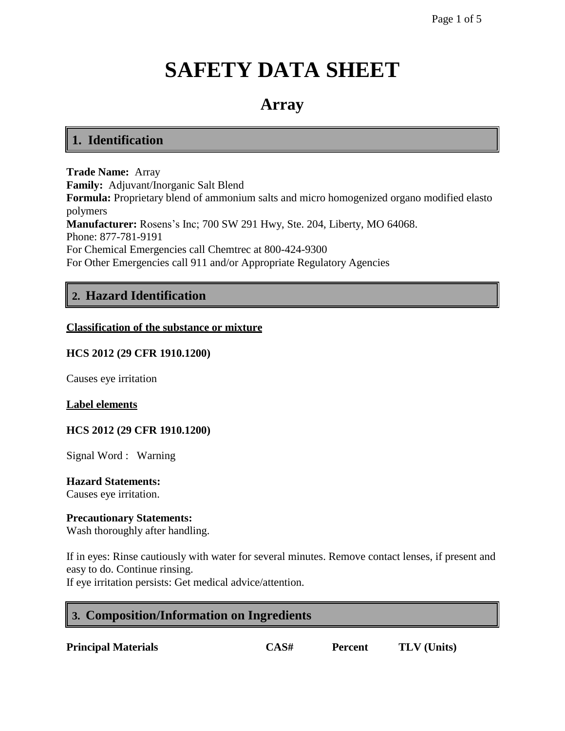# SAFETY DATA SHEET

## Array

## 1. Identification

**Trade Name:** Array
**Family:** Adjuvant/Inorganic Salt Blend
**Formula:** Proprietary blend of ammonium salts and micro homogenized organo modified elasto polymers
**Manufacturer:** Rosens's Inc; 700 SW 291 Hwy, Ste. 204, Liberty, MO 64068.
Phone: 877-781-9191
For Chemical Emergencies call Chemtrec at 800-424-9300
For Other Emergencies call 911 and/or Appropriate Regulatory Agencies

## 2. Hazard Identification

**Classification of the substance or mixture**

**HCS 2012 (29 CFR 1910.1200)**

Causes eye irritation

**Label elements**

**HCS 2012 (29 CFR 1910.1200)**

Signal Word : Warning

**Hazard Statements:**
Causes eye irritation.

**Precautionary Statements:**
Wash thoroughly after handling.

If in eyes: Rinse cautiously with water for several minutes. Remove contact lenses, if present and easy to do. Continue rinsing.
If eye irritation persists: Get medical advice/attention.

## 3. Composition/Information on Ingredients

| Principal Materials | CAS# | Percent | TLV (Units) |
|---|---|---|---|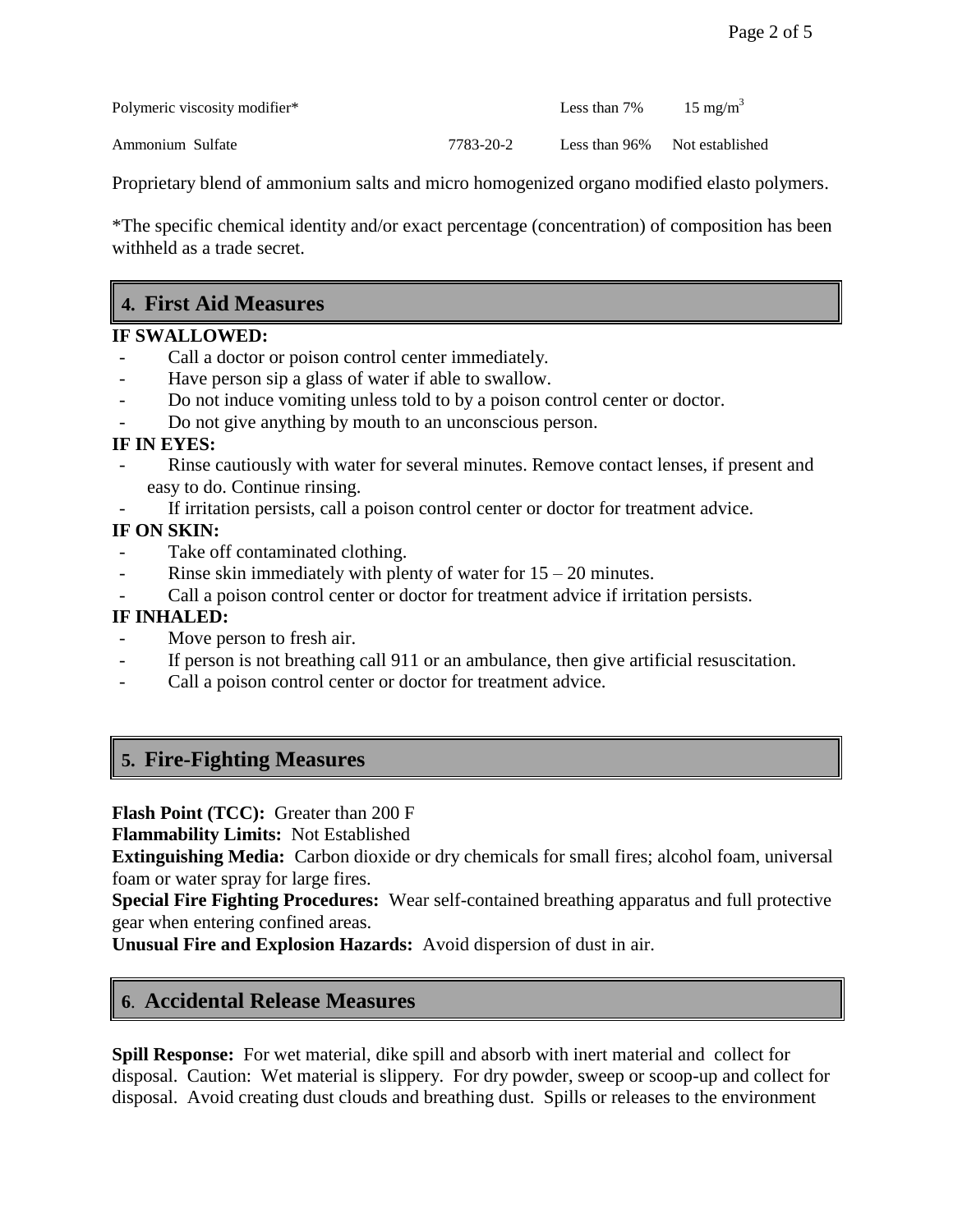| | | | |
|---|---|---|---|
| Polymeric viscosity modifier* | | Less than 7% | 15 $mg/m^3$ |
| Ammonium Sulfate | 7783-20-2 | Less than 96% | Not established |

Proprietary blend of ammonium salts and micro homogenized organo modified elasto polymers.

*The specific chemical identity and/or exact percentage (concentration) of composition has been withheld as a trade secret.

## 4. First Aid Measures

**IF SWALLOWED:**

- Call a doctor or poison control center immediately.
- Have person sip a glass of water if able to swallow.
- Do not induce vomiting unless told to by a poison control center or doctor.
- Do not give anything by mouth to an unconscious person.

**IF IN EYES:**

- Rinse cautiously with water for several minutes. Remove contact lenses, if present and easy to do. Continue rinsing.
- If irritation persists, call a poison control center or doctor for treatment advice.

**IF ON SKIN:**

- Take off contaminated clothing.
- Rinse skin immediately with plenty of water for 15 – 20 minutes.
- Call a poison control center or doctor for treatment advice if irritation persists.

**IF INHALED:**

- Move person to fresh air.
- If person is not breathing call 911 or an ambulance, then give artificial resuscitation.
- Call a poison control center or doctor for treatment advice.

## 5. Fire-Fighting Measures

**Flash Point (TCC):** Greater than 200 F

**Flammability Limits:** Not Established

**Extinguishing Media:** Carbon dioxide or dry chemicals for small fires; alcohol foam, universal foam or water spray for large fires.

**Special Fire Fighting Procedures:** Wear self-contained breathing apparatus and full protective gear when entering confined areas.

**Unusual Fire and Explosion Hazards:** Avoid dispersion of dust in air.

## 6. Accidental Release Measures

**Spill Response:** For wet material, dike spill and absorb with inert material and collect for disposal. Caution: Wet material is slippery. For dry powder, sweep or scoop-up and collect for disposal. Avoid creating dust clouds and breathing dust. Spills or releases to the environment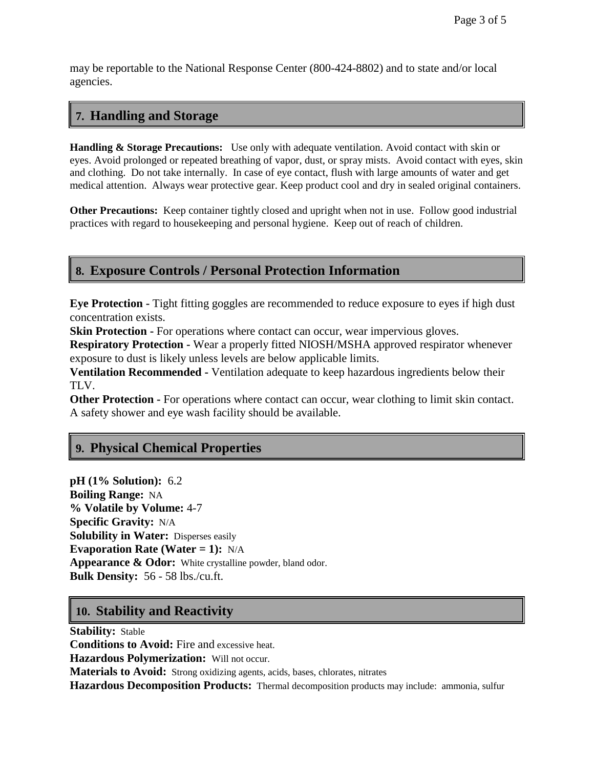may be reportable to the National Response Center (800-424-8802) and to state and/or local agencies.

## 7. Handling and Storage

**Handling & Storage Precautions:** Use only with adequate ventilation. Avoid contact with skin or eyes. Avoid prolonged or repeated breathing of vapor, dust, or spray mists. Avoid contact with eyes, skin and clothing. Do not take internally. In case of eye contact, flush with large amounts of water and get medical attention. Always wear protective gear. Keep product cool and dry in sealed original containers.

**Other Precautions:** Keep container tightly closed and upright when not in use. Follow good industrial practices with regard to housekeeping and personal hygiene. Keep out of reach of children.

## 8. Exposure Controls / Personal Protection Information

**Eye Protection -** Tight fitting goggles are recommended to reduce exposure to eyes if high dust concentration exists.
**Skin Protection -** For operations where contact can occur, wear impervious gloves.
**Respiratory Protection -** Wear a properly fitted NIOSH/MSHA approved respirator whenever exposure to dust is likely unless levels are below applicable limits.
**Ventilation Recommended -** Ventilation adequate to keep hazardous ingredients below their TLV.
**Other Protection -** For operations where contact can occur, wear clothing to limit skin contact. A safety shower and eye wash facility should be available.

## 9. Physical Chemical Properties

**pH (1% Solution):** 6.2
**Boiling Range:** NA
**% Volatile by Volume:** 4-7
**Specific Gravity:** N/A
**Solubility in Water:** Disperses easily
**Evaporation Rate (Water = 1):** N/A
**Appearance & Odor:** White crystalline powder, bland odor.
**Bulk Density:** 56 - 58 lbs./cu.ft.

## 10. Stability and Reactivity

**Stability:** Stable
**Conditions to Avoid:** Fire and excessive heat.
**Hazardous Polymerization:** Will not occur.
**Materials to Avoid:** Strong oxidizing agents, acids, bases, chlorates, nitrates
**Hazardous Decomposition Products:** Thermal decomposition products may include: ammonia, sulfur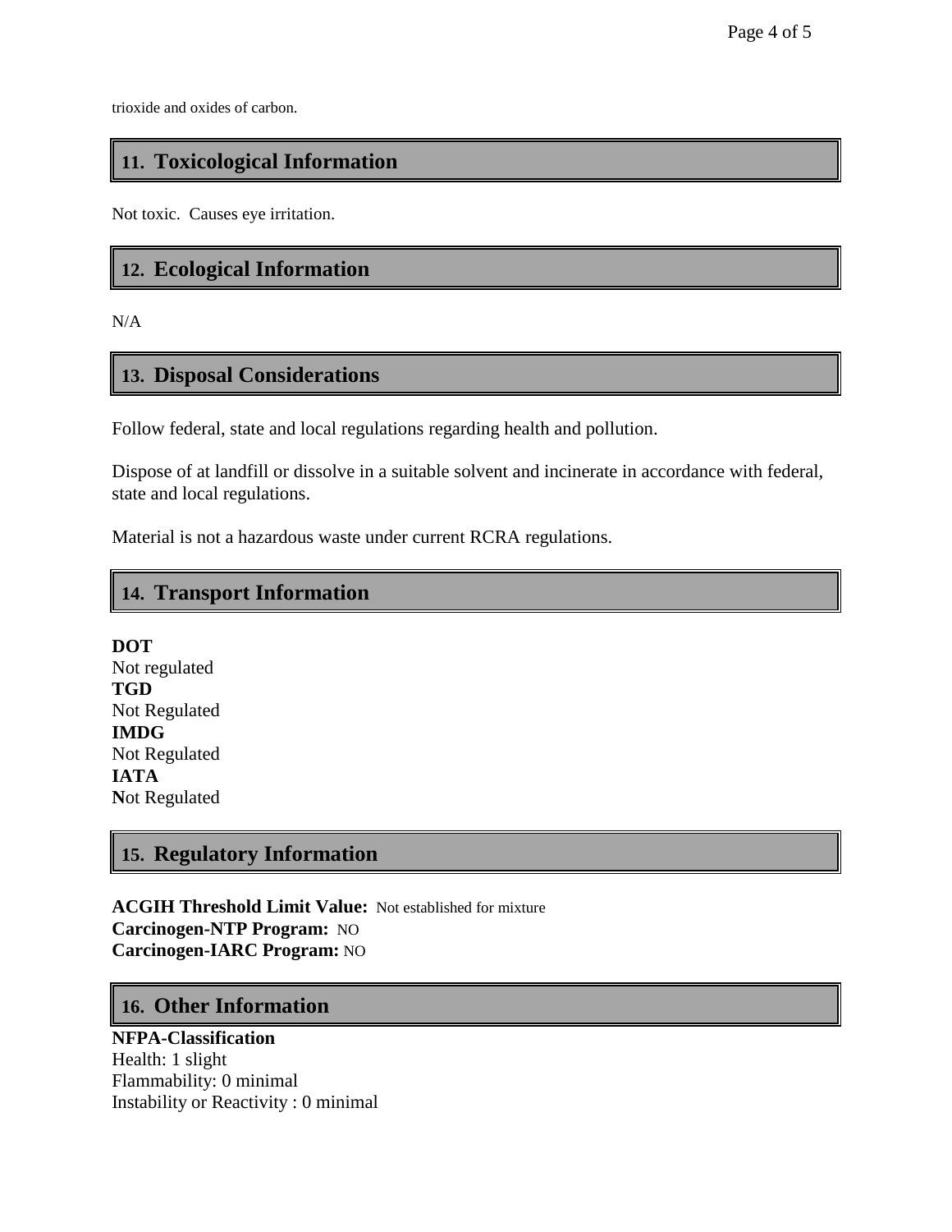trioxide and oxides of carbon.

## 11. Toxicological Information

Not toxic. Causes eye irritation.

## 12. Ecological Information

N/A

## 13. Disposal Considerations

Follow federal, state and local regulations regarding health and pollution.

Dispose of at landfill or dissolve in a suitable solvent and incinerate in accordance with federal, state and local regulations.

Material is not a hazardous waste under current RCRA regulations.

## 14. Transport Information

**DOT**
Not regulated
**TGD**
Not Regulated
**IMDG**
Not Regulated
**IATA**
Not Regulated

## 15. Regulatory Information

**ACGIH Threshold Limit Value:** Not established for mixture
**Carcinogen-NTP Program:** NO
**Carcinogen-IARC Program:** NO

## 16. Other Information

**NFPA-Classification**
Health: 1 slight
Flammability: 0 minimal
Instability or Reactivity : 0 minimal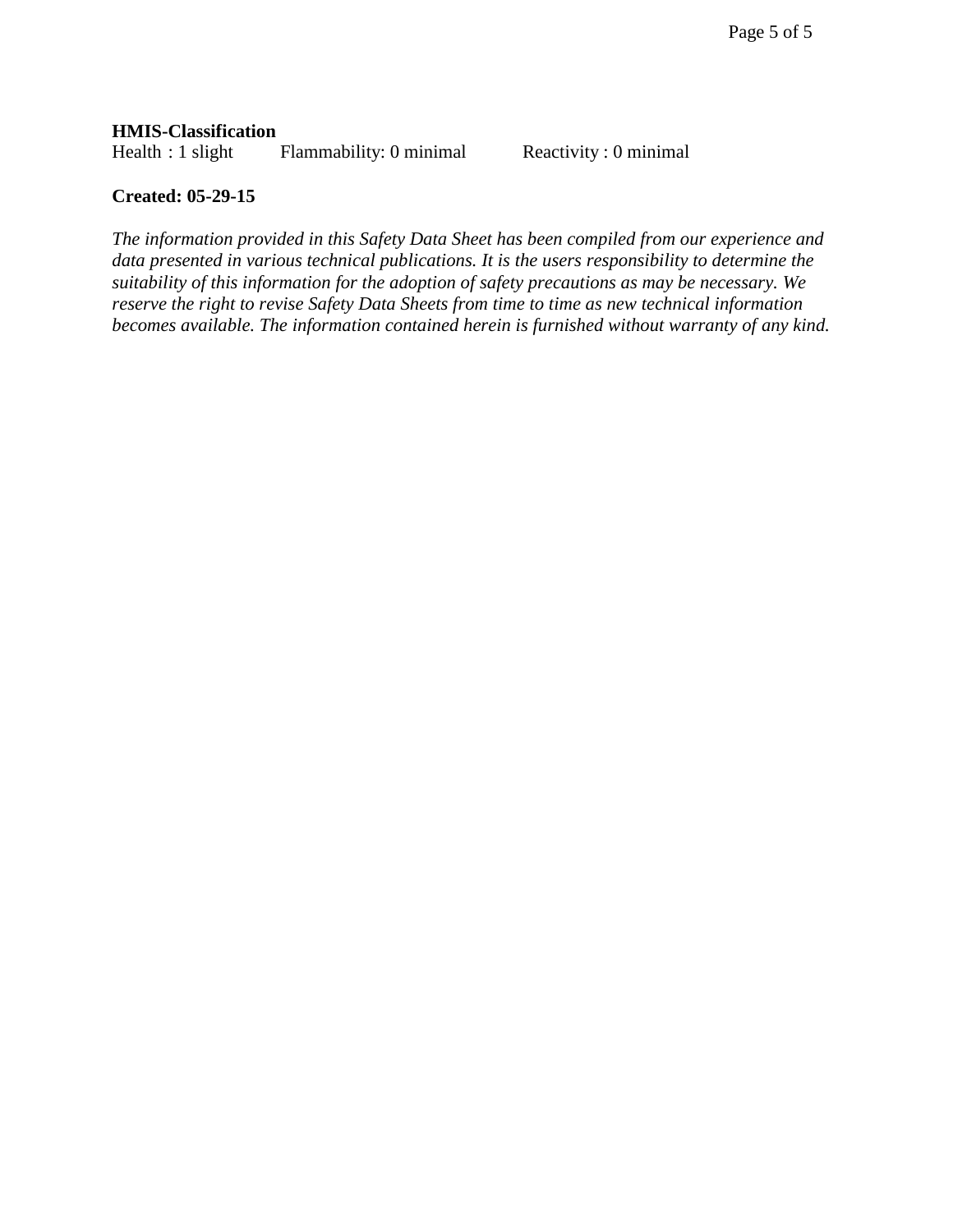**HMIS-Classification**
Health : 1 slight  Flammability: 0 minimal  Reactivity : 0 minimal

**Created: 05-29-15**

*The information provided in this Safety Data Sheet has been compiled from our experience and data presented in various technical publications. It is the users responsibility to determine the suitability of this information for the adoption of safety precautions as may be necessary. We reserve the right to revise Safety Data Sheets from time to time as new technical information becomes available. The information contained herein is furnished without warranty of any kind.*